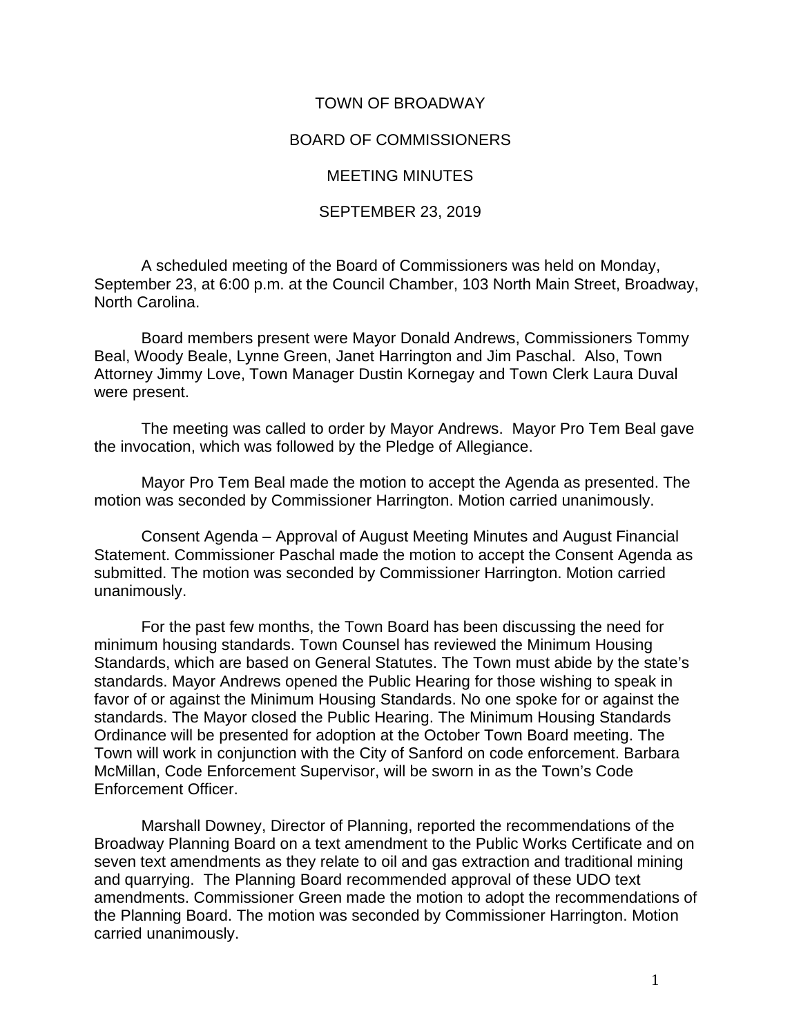# TOWN OF BROADWAY

## BOARD OF COMMISSIONERS

## MEETING MINUTES

## SEPTEMBER 23, 2019

A scheduled meeting of the Board of Commissioners was held on Monday, September 23, at 6:00 p.m. at the Council Chamber, 103 North Main Street, Broadway, North Carolina.

Board members present were Mayor Donald Andrews, Commissioners Tommy Beal, Woody Beale, Lynne Green, Janet Harrington and Jim Paschal. Also, Town Attorney Jimmy Love, Town Manager Dustin Kornegay and Town Clerk Laura Duval were present.

The meeting was called to order by Mayor Andrews. Mayor Pro Tem Beal gave the invocation, which was followed by the Pledge of Allegiance.

Mayor Pro Tem Beal made the motion to accept the Agenda as presented. The motion was seconded by Commissioner Harrington. Motion carried unanimously.

Consent Agenda – Approval of August Meeting Minutes and August Financial Statement. Commissioner Paschal made the motion to accept the Consent Agenda as submitted. The motion was seconded by Commissioner Harrington. Motion carried unanimously.

For the past few months, the Town Board has been discussing the need for minimum housing standards. Town Counsel has reviewed the Minimum Housing Standards, which are based on General Statutes. The Town must abide by the state's standards. Mayor Andrews opened the Public Hearing for those wishing to speak in favor of or against the Minimum Housing Standards. No one spoke for or against the standards. The Mayor closed the Public Hearing. The Minimum Housing Standards Ordinance will be presented for adoption at the October Town Board meeting. The Town will work in conjunction with the City of Sanford on code enforcement. Barbara McMillan, Code Enforcement Supervisor, will be sworn in as the Town's Code Enforcement Officer.

Marshall Downey, Director of Planning, reported the recommendations of the Broadway Planning Board on a text amendment to the Public Works Certificate and on seven text amendments as they relate to oil and gas extraction and traditional mining and quarrying. The Planning Board recommended approval of these UDO text amendments. Commissioner Green made the motion to adopt the recommendations of the Planning Board. The motion was seconded by Commissioner Harrington. Motion carried unanimously.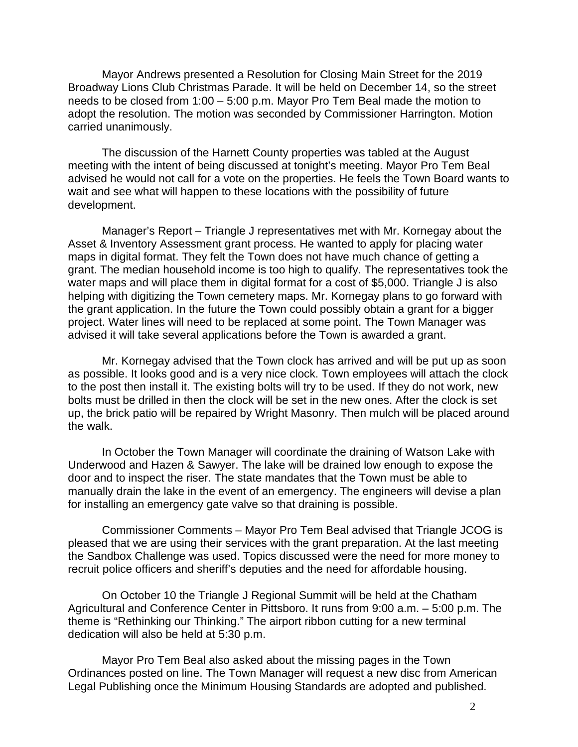Mayor Andrews presented a Resolution for Closing Main Street for the 2019 Broadway Lions Club Christmas Parade. It will be held on December 14, so the street needs to be closed from 1:00 – 5:00 p.m. Mayor Pro Tem Beal made the motion to adopt the resolution. The motion was seconded by Commissioner Harrington. Motion carried unanimously.

The discussion of the Harnett County properties was tabled at the August meeting with the intent of being discussed at tonight's meeting. Mayor Pro Tem Beal advised he would not call for a vote on the properties. He feels the Town Board wants to wait and see what will happen to these locations with the possibility of future development.

Manager's Report – Triangle J representatives met with Mr. Kornegay about the Asset & Inventory Assessment grant process. He wanted to apply for placing water maps in digital format. They felt the Town does not have much chance of getting a grant. The median household income is too high to qualify. The representatives took the water maps and will place them in digital format for a cost of $5,000. Triangle J is also helping with digitizing the Town cemetery maps. Mr. Kornegay plans to go forward with the grant application. In the future the Town could possibly obtain a grant for a bigger project. Water lines will need to be replaced at some point. The Town Manager was advised it will take several applications before the Town is awarded a grant.

Mr. Kornegay advised that the Town clock has arrived and will be put up as soon as possible. It looks good and is a very nice clock. Town employees will attach the clock to the post then install it. The existing bolts will try to be used. If they do not work, new bolts must be drilled in then the clock will be set in the new ones. After the clock is set up, the brick patio will be repaired by Wright Masonry. Then mulch will be placed around the walk.

In October the Town Manager will coordinate the draining of Watson Lake with Underwood and Hazen & Sawyer. The lake will be drained low enough to expose the door and to inspect the riser. The state mandates that the Town must be able to manually drain the lake in the event of an emergency. The engineers will devise a plan for installing an emergency gate valve so that draining is possible.

Commissioner Comments – Mayor Pro Tem Beal advised that Triangle JCOG is pleased that we are using their services with the grant preparation. At the last meeting the Sandbox Challenge was used. Topics discussed were the need for more money to recruit police officers and sheriff's deputies and the need for affordable housing.

On October 10 the Triangle J Regional Summit will be held at the Chatham Agricultural and Conference Center in Pittsboro. It runs from 9:00 a.m. – 5:00 p.m. The theme is "Rethinking our Thinking." The airport ribbon cutting for a new terminal dedication will also be held at 5:30 p.m.

Mayor Pro Tem Beal also asked about the missing pages in the Town Ordinances posted on line. The Town Manager will request a new disc from American Legal Publishing once the Minimum Housing Standards are adopted and published.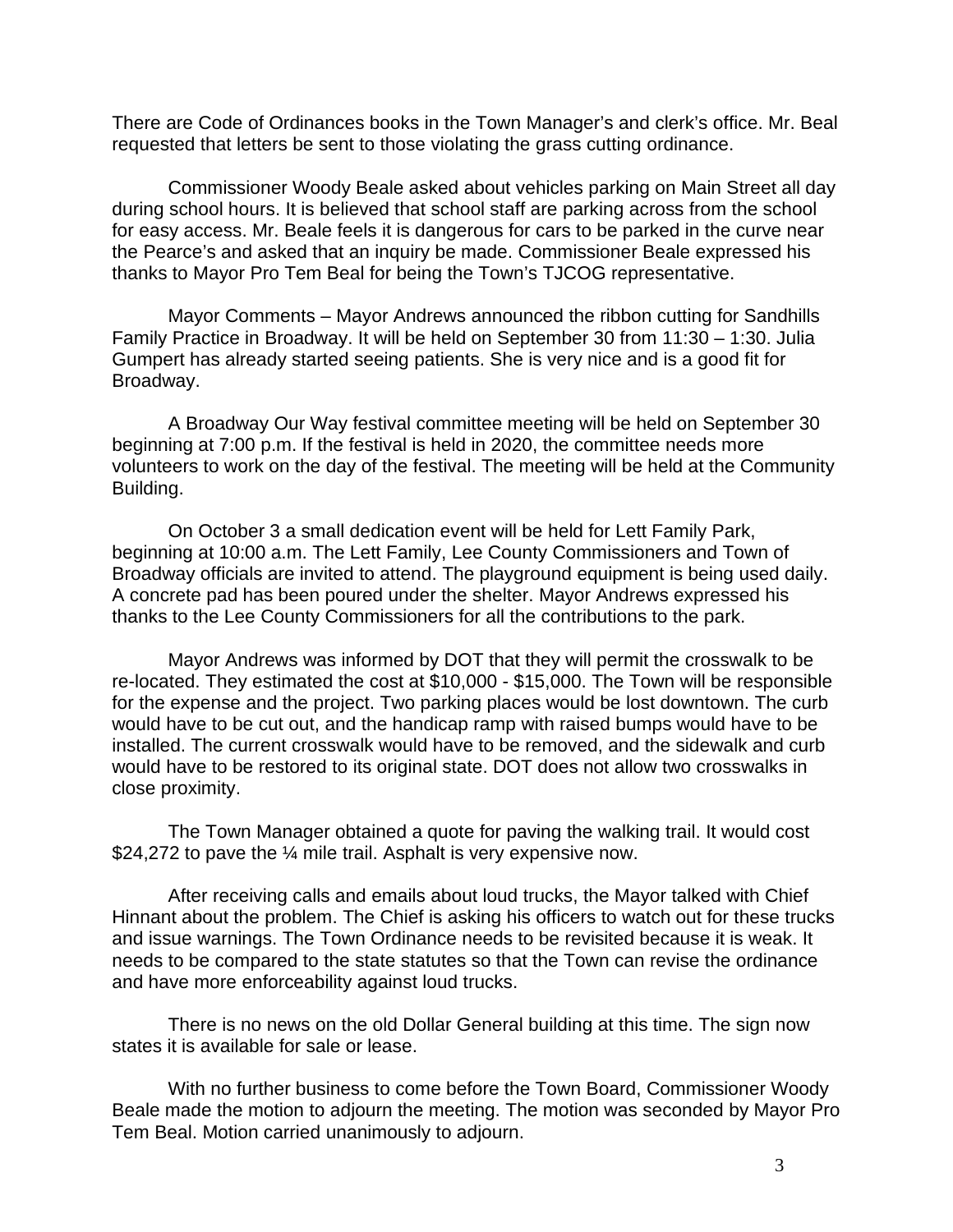There are Code of Ordinances books in the Town Manager's and clerk's office. Mr. Beal requested that letters be sent to those violating the grass cutting ordinance.

Commissioner Woody Beale asked about vehicles parking on Main Street all day during school hours. It is believed that school staff are parking across from the school for easy access. Mr. Beale feels it is dangerous for cars to be parked in the curve near the Pearce's and asked that an inquiry be made. Commissioner Beale expressed his thanks to Mayor Pro Tem Beal for being the Town's TJCOG representative.

Mayor Comments – Mayor Andrews announced the ribbon cutting for Sandhills Family Practice in Broadway. It will be held on September 30 from 11:30 – 1:30. Julia Gumpert has already started seeing patients. She is very nice and is a good fit for Broadway.

A Broadway Our Way festival committee meeting will be held on September 30 beginning at 7:00 p.m. If the festival is held in 2020, the committee needs more volunteers to work on the day of the festival. The meeting will be held at the Community Building.

On October 3 a small dedication event will be held for Lett Family Park, beginning at 10:00 a.m. The Lett Family, Lee County Commissioners and Town of Broadway officials are invited to attend. The playground equipment is being used daily. A concrete pad has been poured under the shelter. Mayor Andrews expressed his thanks to the Lee County Commissioners for all the contributions to the park.

Mayor Andrews was informed by DOT that they will permit the crosswalk to be re-located. They estimated the cost at $10,000 - $15,000. The Town will be responsible for the expense and the project. Two parking places would be lost downtown. The curb would have to be cut out, and the handicap ramp with raised bumps would have to be installed. The current crosswalk would have to be removed, and the sidewalk and curb would have to be restored to its original state. DOT does not allow two crosswalks in close proximity.

The Town Manager obtained a quote for paving the walking trail. It would cost $24,272 to pave the ¼ mile trail. Asphalt is very expensive now.

After receiving calls and emails about loud trucks, the Mayor talked with Chief Hinnant about the problem. The Chief is asking his officers to watch out for these trucks and issue warnings. The Town Ordinance needs to be revisited because it is weak. It needs to be compared to the state statutes so that the Town can revise the ordinance and have more enforceability against loud trucks.

There is no news on the old Dollar General building at this time. The sign now states it is available for sale or lease.

With no further business to come before the Town Board, Commissioner Woody Beale made the motion to adjourn the meeting. The motion was seconded by Mayor Pro Tem Beal. Motion carried unanimously to adjourn.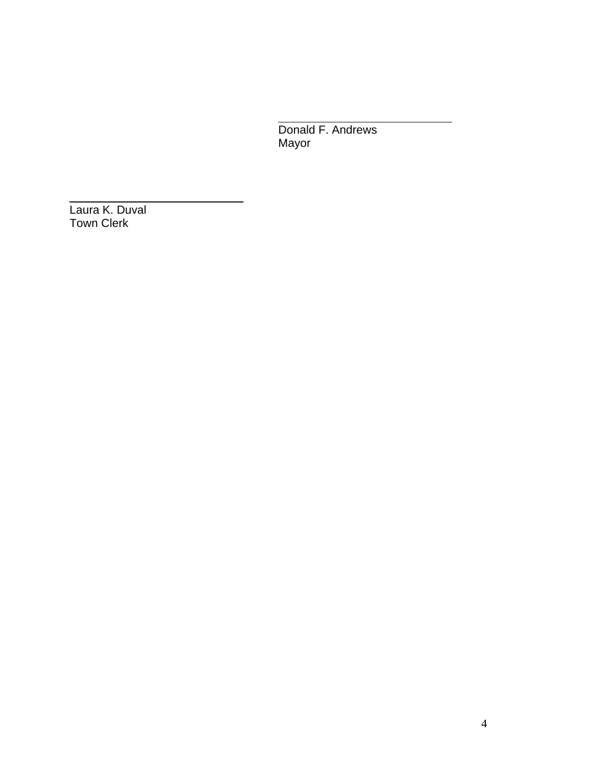\_\_\_\_\_\_\_\_\_\_\_\_\_\_\_\_\_\_\_\_\_\_\_\_\_\_\_\_\_\_

Donald F. Andrews
Mayor

\_\_\_\_\_\_\_\_\_\_\_\_\_\_\_\_\_\_\_\_\_\_\_\_\_\_\_\_\_\_

Laura K. Duval
Town Clerk